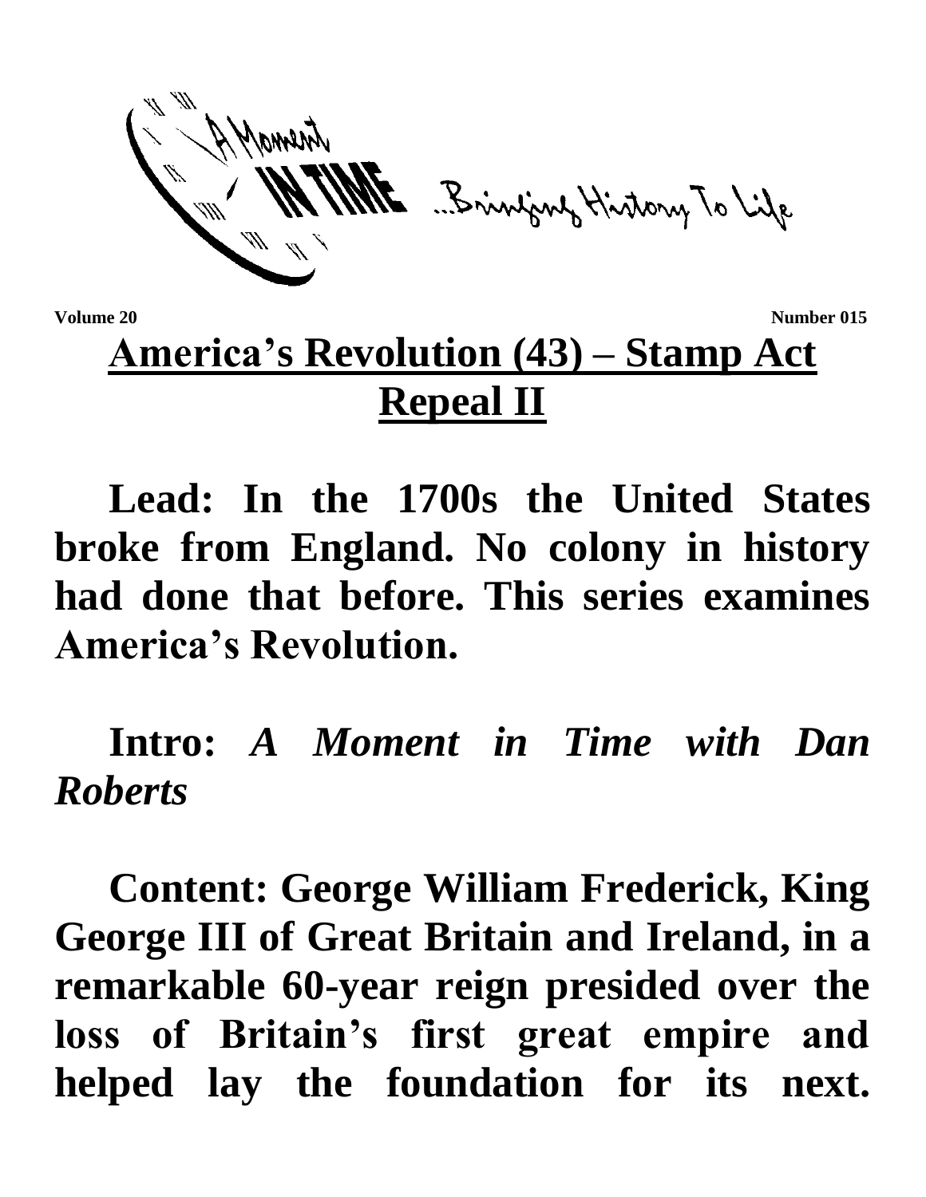A Moment IN TIME ...Bringing History To Life

**Volume 20** **Number 015**

# America's Revolution (43) – Stamp Act Repeal II

**Lead: In the 1700s the United States broke from England. No colony in history had done that before. This series examines America's Revolution.**

**Intro:** ***A Moment in Time with Dan Roberts***

**Content: George William Frederick, King George III of Great Britain and Ireland, in a remarkable 60-year reign presided over the loss of Britain's first great empire and helped lay the foundation for its next.**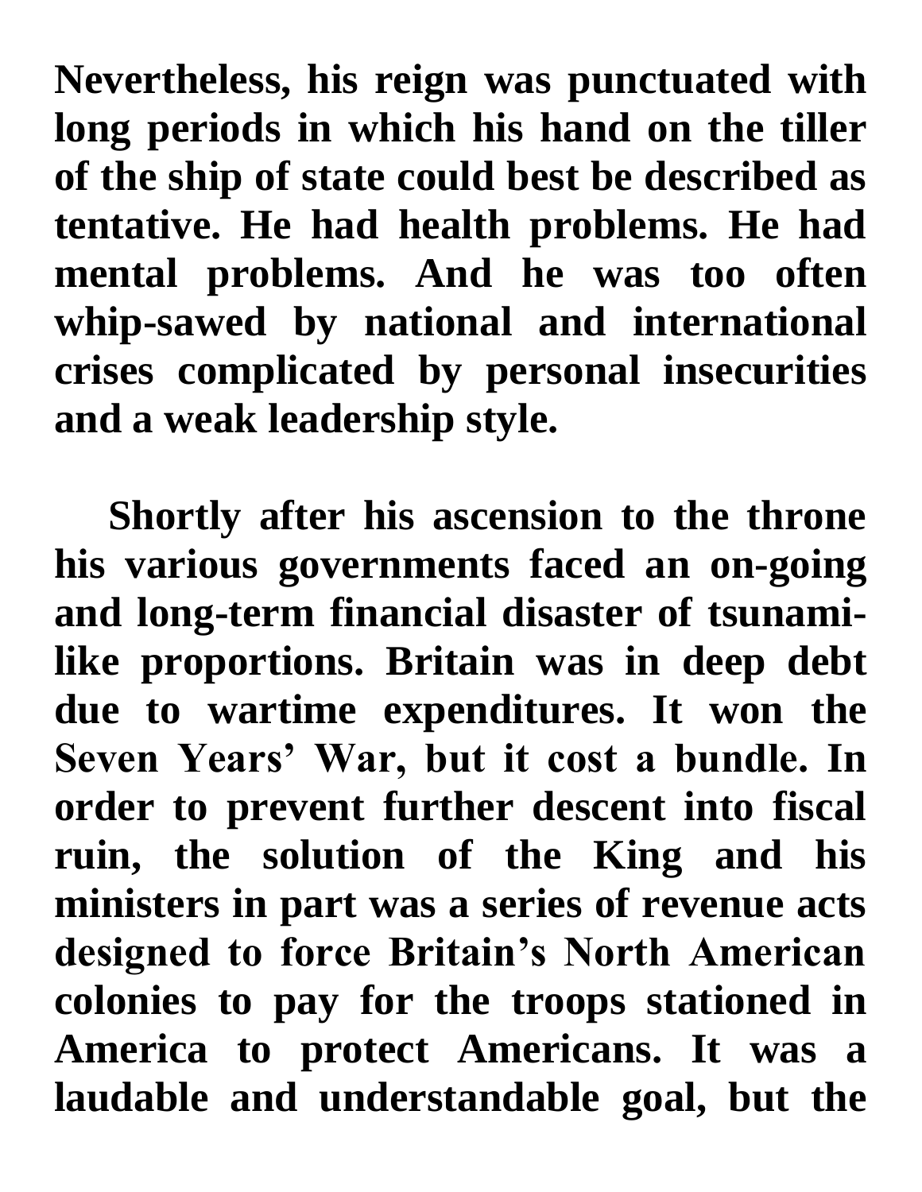**Nevertheless, his reign was punctuated with long periods in which his hand on the tiller of the ship of state could best be described as tentative. He had health problems. He had mental problems. And he was too often whip-sawed by national and international crises complicated by personal insecurities and a weak leadership style.**

**Shortly after his ascension to the throne his various governments faced an on-going and long-term financial disaster of tsunami-like proportions. Britain was in deep debt due to wartime expenditures. It won the Seven Years' War, but it cost a bundle. In order to prevent further descent into fiscal ruin, the solution of the King and his ministers in part was a series of revenue acts designed to force Britain's North American colonies to pay for the troops stationed in America to protect Americans. It was a laudable and understandable goal, but the**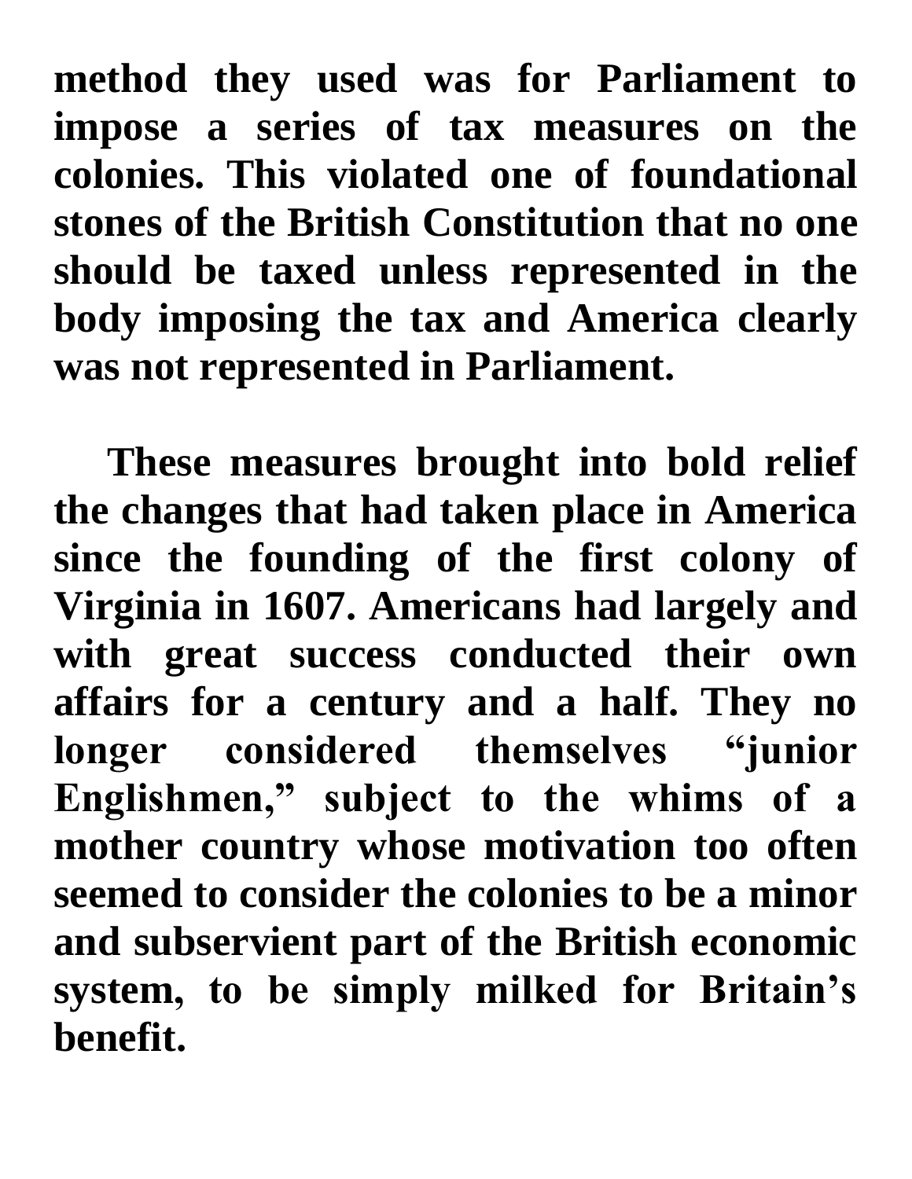method they used was for Parliament to impose a series of tax measures on the colonies. This violated one of foundational stones of the British Constitution that no one should be taxed unless represented in the body imposing the tax and America clearly was not represented in Parliament.

These measures brought into bold relief the changes that had taken place in America since the founding of the first colony of Virginia in 1607. Americans had largely and with great success conducted their own affairs for a century and a half. They no longer considered themselves "junior Englishmen," subject to the whims of a mother country whose motivation too often seemed to consider the colonies to be a minor and subservient part of the British economic system, to be simply milked for Britain's benefit.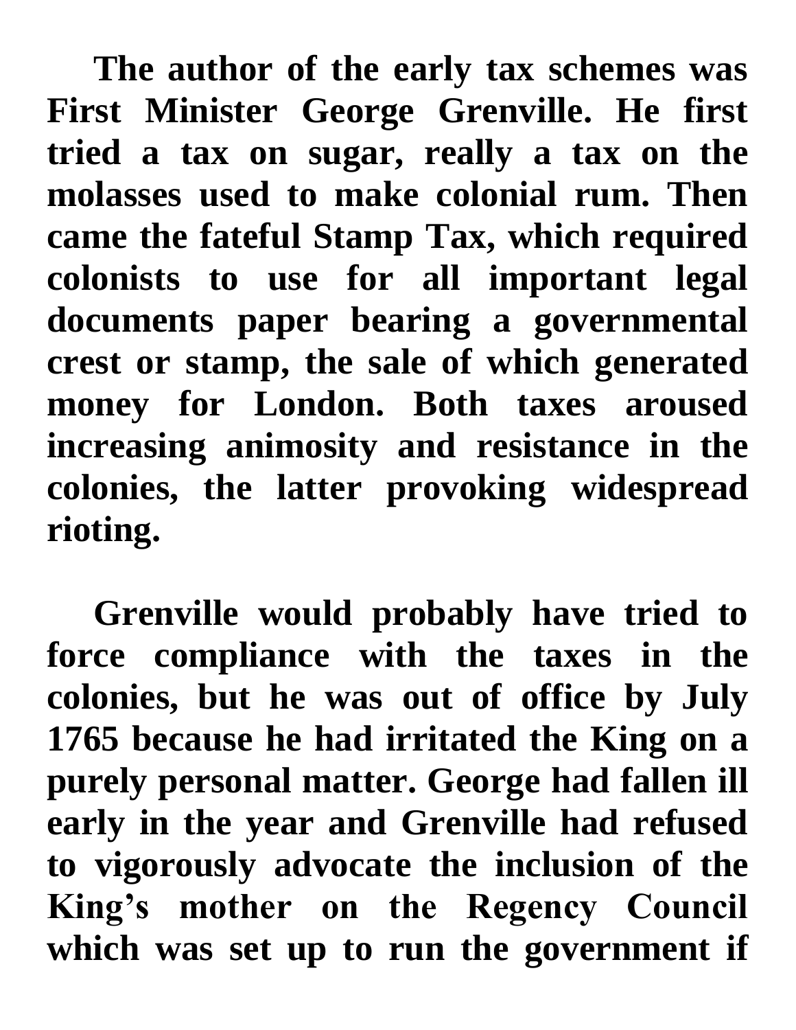The author of the early tax schemes was First Minister George Grenville. He first tried a tax on sugar, really a tax on the molasses used to make colonial rum. Then came the fateful Stamp Tax, which required colonists to use for all important legal documents paper bearing a governmental crest or stamp, the sale of which generated money for London. Both taxes aroused increasing animosity and resistance in the colonies, the latter provoking widespread rioting.

Grenville would probably have tried to force compliance with the taxes in the colonies, but he was out of office by July 1765 because he had irritated the King on a purely personal matter. George had fallen ill early in the year and Grenville had refused to vigorously advocate the inclusion of the King's mother on the Regency Council which was set up to run the government if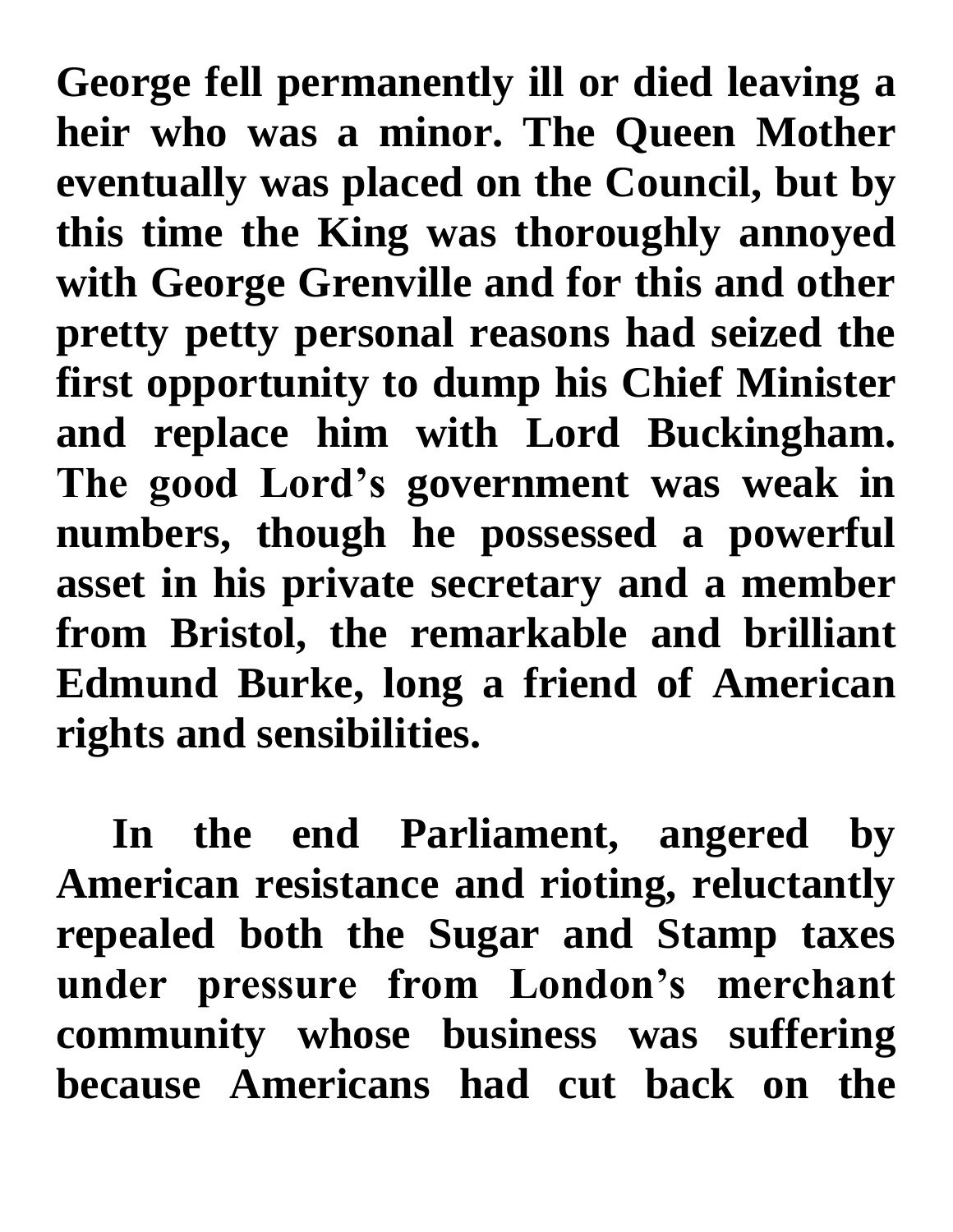George fell permanently ill or died leaving a heir who was a minor. The Queen Mother eventually was placed on the Council, but by this time the King was thoroughly annoyed with George Grenville and for this and other pretty petty personal reasons had seized the first opportunity to dump his Chief Minister and replace him with Lord Buckingham. The good Lord's government was weak in numbers, though he possessed a powerful asset in his private secretary and a member from Bristol, the remarkable and brilliant Edmund Burke, long a friend of American rights and sensibilities.

In the end Parliament, angered by American resistance and rioting, reluctantly repealed both the Sugar and Stamp taxes under pressure from London's merchant community whose business was suffering because Americans had cut back on the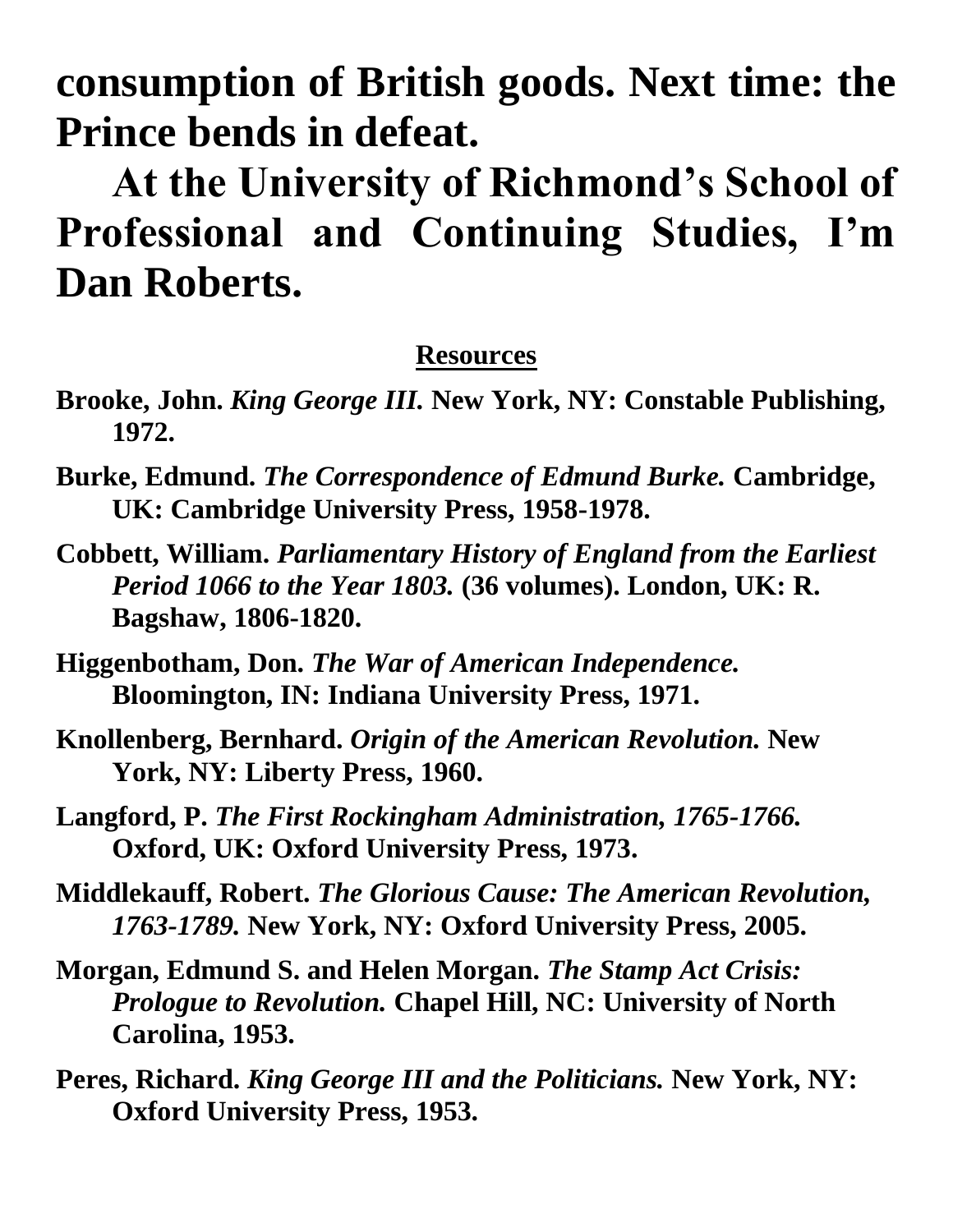**consumption of British goods. Next time: the Prince bends in defeat.**

**At the University of Richmond's School of Professional and Continuing Studies, I'm Dan Roberts.**

## Resources

**Brooke, John. *King George III.* New York, NY: Constable Publishing, 1972.**

**Burke, Edmund. *The Correspondence of Edmund Burke.* Cambridge, UK: Cambridge University Press, 1958-1978.**

**Cobbett, William. *Parliamentary History of England from the Earliest Period 1066 to the Year 1803.* (36 volumes). London, UK: R. Bagshaw, 1806-1820.**

**Higgenbotham, Don. *The War of American Independence.* Bloomington, IN: Indiana University Press, 1971.**

**Knollenberg, Bernhard. *Origin of the American Revolution.* New York, NY: Liberty Press, 1960.**

**Langford, P. *The First Rockingham Administration, 1765-1766.* Oxford, UK: Oxford University Press, 1973.**

**Middlekauff, Robert. *The Glorious Cause: The American Revolution, 1763-1789.* New York, NY: Oxford University Press, 2005.**

**Morgan, Edmund S. and Helen Morgan. *The Stamp Act Crisis: Prologue to Revolution.* Chapel Hill, NC: University of North Carolina, 1953.**

**Peres, Richard. *King George III and the Politicians.* New York, NY: Oxford University Press, 1953.**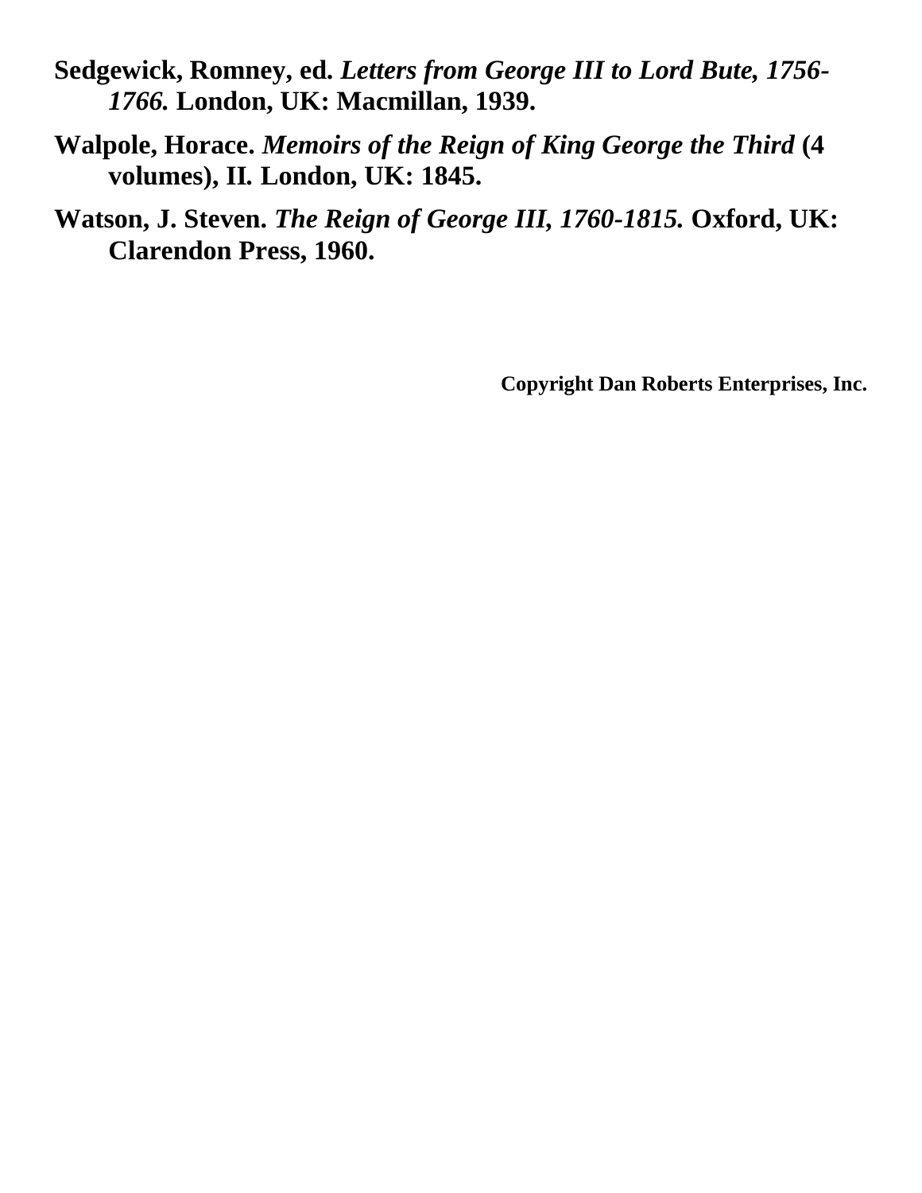**Sedgewick, Romney, ed.** ***Letters from George III to Lord Bute, 1756-1766.*** **London, UK: Macmillan, 1939.**

**Walpole, Horace.** ***Memoirs of the Reign of King George the Third*** **(4 volumes), II. London, UK: 1845.**

**Watson, J. Steven.** ***The Reign of George III, 1760-1815.*** **Oxford, UK: Clarendon Press, 1960.**

**Copyright Dan Roberts Enterprises, Inc.**